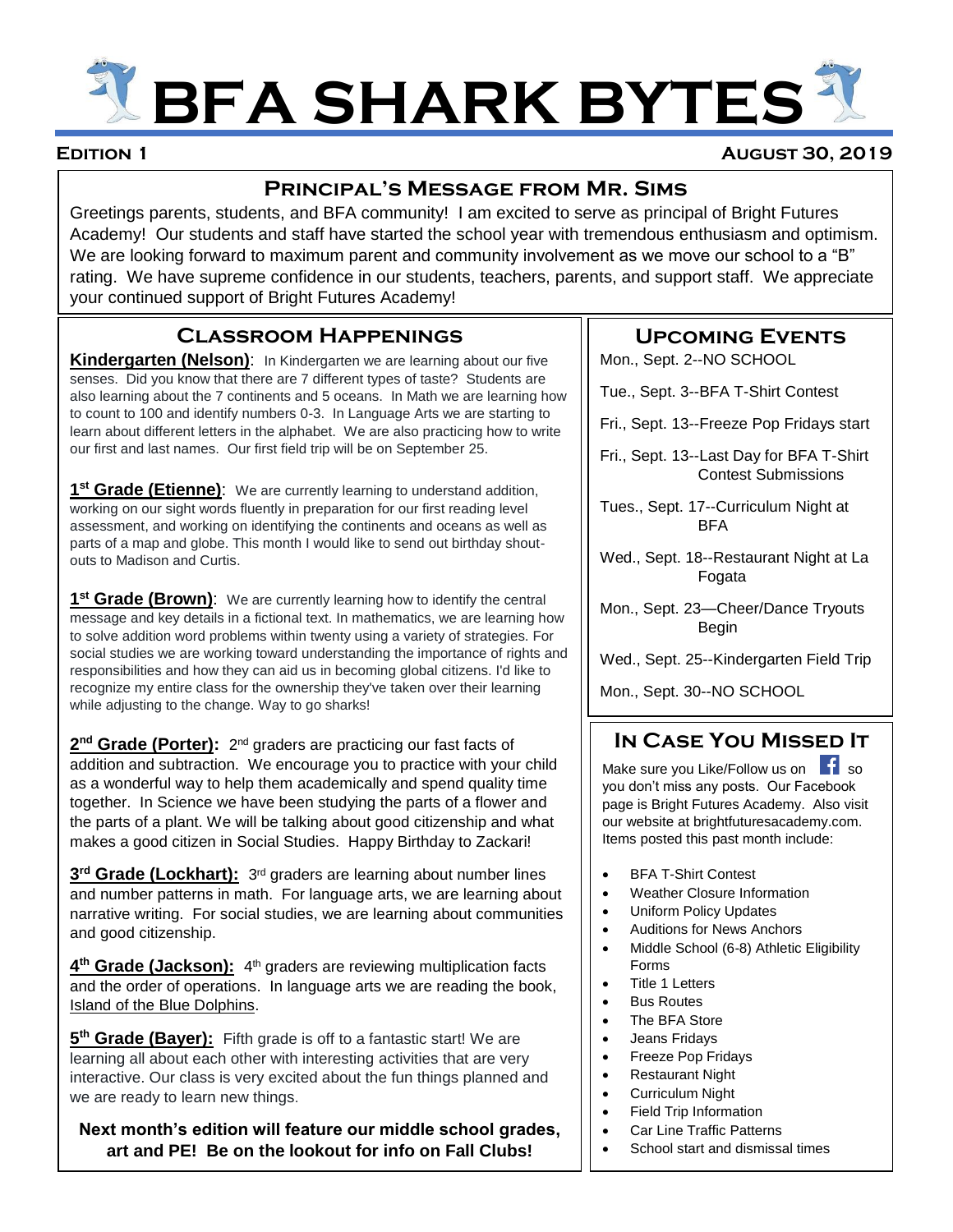# BFA SHARK BYTES

**Edition 1** **August 30, 2019**

## Principal's Message from Mr. Sims

Greetings parents, students, and BFA community! I am excited to serve as principal of Bright Futures Academy! Our students and staff have started the school year with tremendous enthusiasm and optimism. We are looking forward to maximum parent and community involvement as we move our school to a "B" rating. We have supreme confidence in our students, teachers, parents, and support staff. We appreciate your continued support of Bright Futures Academy!

## Classroom Happenings

**Kindergarten (Nelson)**: In Kindergarten we are learning about our five senses. Did you know that there are 7 different types of taste? Students are also learning about the 7 continents and 5 oceans. In Math we are learning how to count to 100 and identify numbers 0-3. In Language Arts we are starting to learn about different letters in the alphabet. We are also practicing how to write our first and last names. Our first field trip will be on September 25.

**1st Grade (Etienne)**: We are currently learning to understand addition, working on our sight words fluently in preparation for our first reading level assessment, and working on identifying the continents and oceans as well as parts of a map and globe. This month I would like to send out birthday shout-outs to Madison and Curtis.

**1st Grade (Brown)**: We are currently learning how to identify the central message and key details in a fictional text. In mathematics, we are learning how to solve addition word problems within twenty using a variety of strategies. For social studies we are working toward understanding the importance of rights and responsibilities and how they can aid us in becoming global citizens. I'd like to recognize my entire class for the ownership they've taken over their learning while adjusting to the change. Way to go sharks!

**2nd Grade (Porter):** 2nd graders are practicing our fast facts of addition and subtraction. We encourage you to practice with your child as a wonderful way to help them academically and spend quality time together. In Science we have been studying the parts of a flower and the parts of a plant. We will be talking about good citizenship and what makes a good citizen in Social Studies. Happy Birthday to Zackari!

**3rd Grade (Lockhart):** 3rd graders are learning about number lines and number patterns in math. For language arts, we are learning about narrative writing. For social studies, we are learning about communities and good citizenship.

**4th Grade (Jackson):** 4th graders are reviewing multiplication facts and the order of operations. In language arts we are reading the book, Island of the Blue Dolphins.

**5th Grade (Bayer):** Fifth grade is off to a fantastic start! We are learning all about each other with interesting activities that are very interactive. Our class is very excited about the fun things planned and we are ready to learn new things.

**Next month's edition will feature our middle school grades, art and PE! Be on the lookout for info on Fall Clubs!**

## Upcoming Events

- Mon., Sept. 2--NO SCHOOL
- Tue., Sept. 3--BFA T-Shirt Contest
- Fri., Sept. 13--Freeze Pop Fridays start
- Fri., Sept. 13--Last Day for BFA T-Shirt Contest Submissions
- Tues., Sept. 17--Curriculum Night at BFA
- Wed., Sept. 18--Restaurant Night at La Fogata
- Mon., Sept. 23—Cheer/Dance Tryouts Begin
- Wed., Sept. 25--Kindergarten Field Trip
- Mon., Sept. 30--NO SCHOOL

## In Case You Missed It

Make sure you Like/Follow us on Facebook so you don't miss any posts. Our Facebook page is Bright Futures Academy. Also visit our website at brightfuturesacademy.com. Items posted this past month include:

- BFA T-Shirt Contest
- Weather Closure Information
- Uniform Policy Updates
- Auditions for News Anchors
- Middle School (6-8) Athletic Eligibility Forms
- Title 1 Letters
- Bus Routes
- The BFA Store
- Jeans Fridays
- Freeze Pop Fridays
- Restaurant Night
- Curriculum Night
- Field Trip Information
- Car Line Traffic Patterns
- School start and dismissal times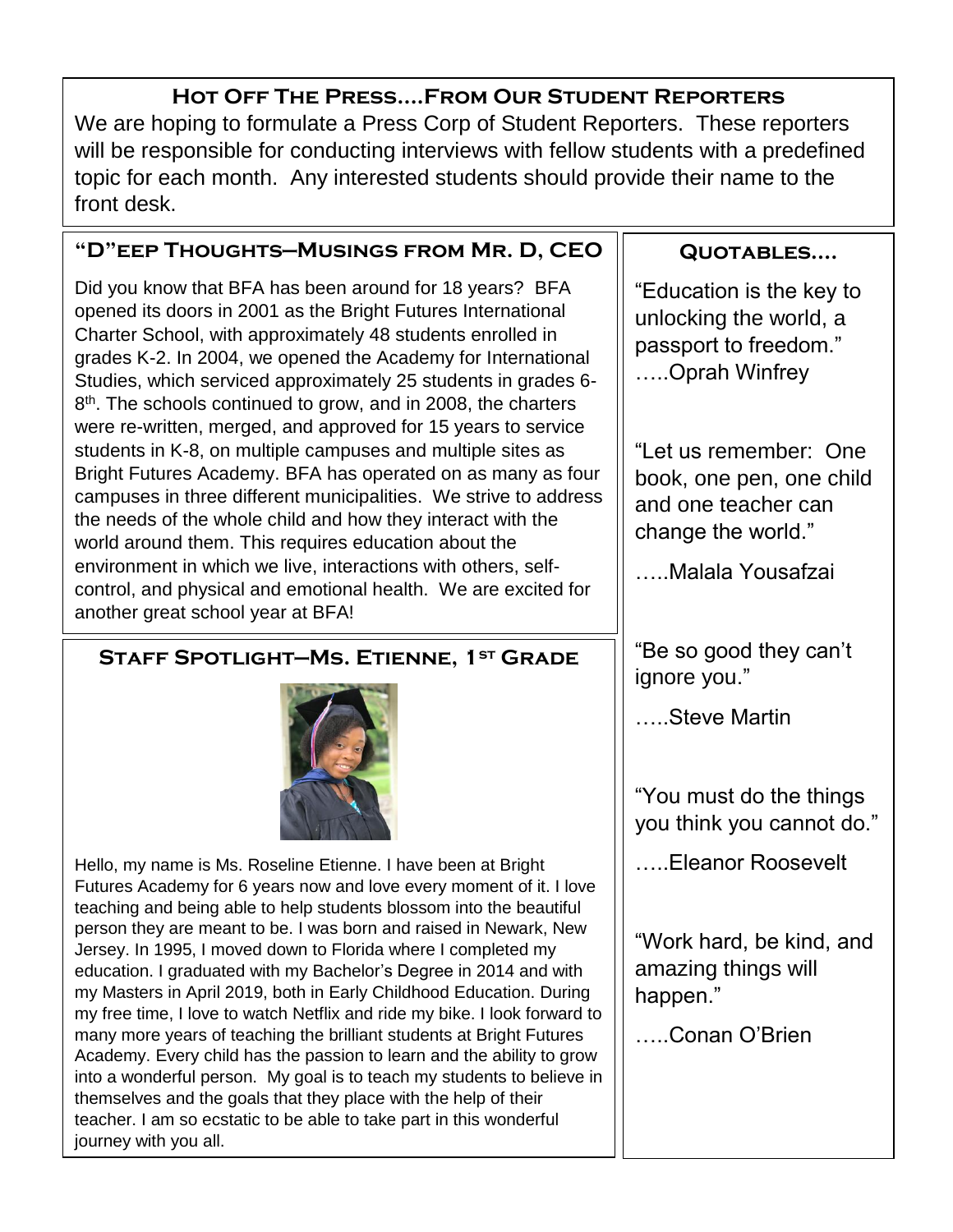## Hot Off The Press....From Our Student Reporters

We are hoping to formulate a Press Corp of Student Reporters. These reporters will be responsible for conducting interviews with fellow students with a predefined topic for each month. Any interested students should provide their name to the front desk.

## "D"eep Thoughts–Musings from Mr. D, CEO

Did you know that BFA has been around for 18 years? BFA opened its doors in 2001 as the Bright Futures International Charter School, with approximately 48 students enrolled in grades K-2. In 2004, we opened the Academy for International Studies, which serviced approximately 25 students in grades 6-8th. The schools continued to grow, and in 2008, the charters were re-written, merged, and approved for 15 years to service students in K-8, on multiple campuses and multiple sites as Bright Futures Academy. BFA has operated on as many as four campuses in three different municipalities. We strive to address the needs of the whole child and how they interact with the world around them. This requires education about the environment in which we live, interactions with others, self-control, and physical and emotional health. We are excited for another great school year at BFA!

## Staff Spotlight–Ms. Etienne, 1st Grade

Hello, my name is Ms. Roseline Etienne. I have been at Bright Futures Academy for 6 years now and love every moment of it. I love teaching and being able to help students blossom into the beautiful person they are meant to be. I was born and raised in Newark, New Jersey. In 1995, I moved down to Florida where I completed my education. I graduated with my Bachelor's Degree in 2014 and with my Masters in April 2019, both in Early Childhood Education. During my free time, I love to watch Netflix and ride my bike. I look forward to many more years of teaching the brilliant students at Bright Futures Academy. Every child has the passion to learn and the ability to grow into a wonderful person. My goal is to teach my students to believe in themselves and the goals that they place with the help of their teacher. I am so ecstatic to be able to take part in this wonderful journey with you all.

## Quotables....

"Education is the key to unlocking the world, a passport to freedom."
.....Oprah Winfrey

"Let us remember: One book, one pen, one child and one teacher can change the world."

.....Malala Yousafzai

"Be so good they can't ignore you."

.....Steve Martin

"You must do the things you think you cannot do."

.....Eleanor Roosevelt

"Work hard, be kind, and amazing things will happen."

.....Conan O'Brien